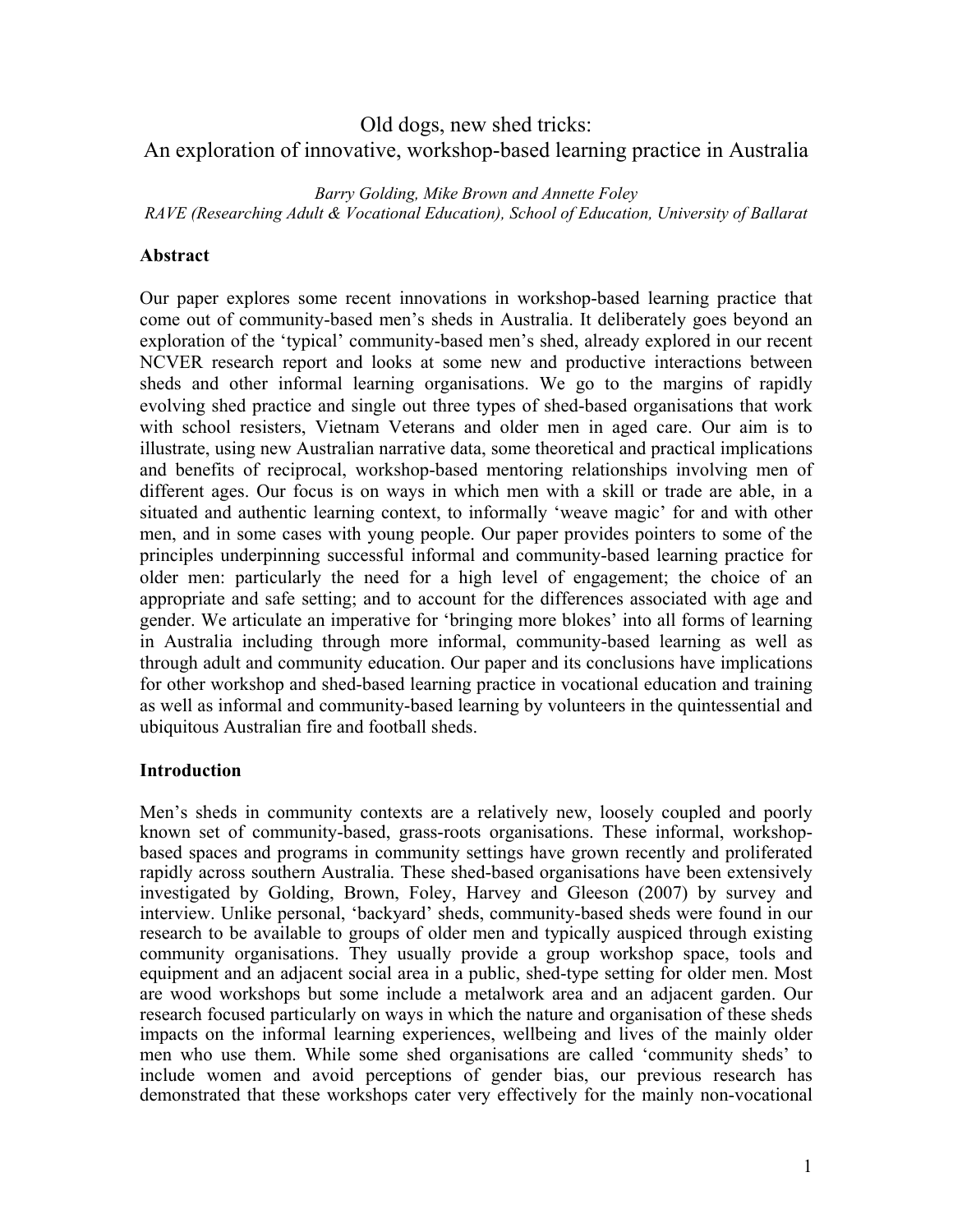# Old dogs, new shed tricks:
# An exploration of innovative, workshop-based learning practice in Australia

*Barry Golding, Mike Brown and Annette Foley*
*RAVE (Researching Adult & Vocational Education), School of Education, University of Ballarat*

## Abstract

Our paper explores some recent innovations in workshop-based learning practice that come out of community-based men's sheds in Australia. It deliberately goes beyond an exploration of the 'typical' community-based men's shed, already explored in our recent NCVER research report and looks at some new and productive interactions between sheds and other informal learning organisations. We go to the margins of rapidly evolving shed practice and single out three types of shed-based organisations that work with school resisters, Vietnam Veterans and older men in aged care. Our aim is to illustrate, using new Australian narrative data, some theoretical and practical implications and benefits of reciprocal, workshop-based mentoring relationships involving men of different ages. Our focus is on ways in which men with a skill or trade are able, in a situated and authentic learning context, to informally 'weave magic' for and with other men, and in some cases with young people. Our paper provides pointers to some of the principles underpinning successful informal and community-based learning practice for older men: particularly the need for a high level of engagement; the choice of an appropriate and safe setting; and to account for the differences associated with age and gender. We articulate an imperative for 'bringing more blokes' into all forms of learning in Australia including through more informal, community-based learning as well as through adult and community education. Our paper and its conclusions have implications for other workshop and shed-based learning practice in vocational education and training as well as informal and community-based learning by volunteers in the quintessential and ubiquitous Australian fire and football sheds.

## Introduction

Men's sheds in community contexts are a relatively new, loosely coupled and poorly known set of community-based, grass-roots organisations. These informal, workshop-based spaces and programs in community settings have grown recently and proliferated rapidly across southern Australia. These shed-based organisations have been extensively investigated by Golding, Brown, Foley, Harvey and Gleeson (2007) by survey and interview. Unlike personal, 'backyard' sheds, community-based sheds were found in our research to be available to groups of older men and typically auspiced through existing community organisations. They usually provide a group workshop space, tools and equipment and an adjacent social area in a public, shed-type setting for older men. Most are wood workshops but some include a metalwork area and an adjacent garden. Our research focused particularly on ways in which the nature and organisation of these sheds impacts on the informal learning experiences, wellbeing and lives of the mainly older men who use them. While some shed organisations are called 'community sheds' to include women and avoid perceptions of gender bias, our previous research has demonstrated that these workshops cater very effectively for the mainly non-vocational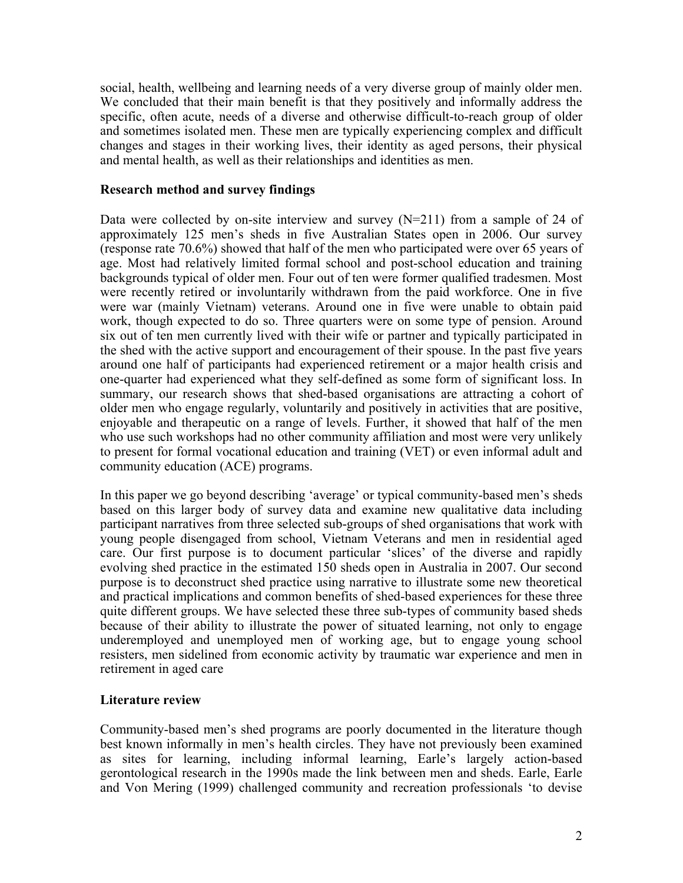social, health, wellbeing and learning needs of a very diverse group of mainly older men. We concluded that their main benefit is that they positively and informally address the specific, often acute, needs of a diverse and otherwise difficult-to-reach group of older and sometimes isolated men. These men are typically experiencing complex and difficult changes and stages in their working lives, their identity as aged persons, their physical and mental health, as well as their relationships and identities as men.

## Research method and survey findings

Data were collected by on-site interview and survey (N=211) from a sample of 24 of approximately 125 men's sheds in five Australian States open in 2006. Our survey (response rate 70.6%) showed that half of the men who participated were over 65 years of age. Most had relatively limited formal school and post-school education and training backgrounds typical of older men. Four out of ten were former qualified tradesmen. Most were recently retired or involuntarily withdrawn from the paid workforce. One in five were war (mainly Vietnam) veterans. Around one in five were unable to obtain paid work, though expected to do so. Three quarters were on some type of pension. Around six out of ten men currently lived with their wife or partner and typically participated in the shed with the active support and encouragement of their spouse. In the past five years around one half of participants had experienced retirement or a major health crisis and one-quarter had experienced what they self-defined as some form of significant loss. In summary, our research shows that shed-based organisations are attracting a cohort of older men who engage regularly, voluntarily and positively in activities that are positive, enjoyable and therapeutic on a range of levels. Further, it showed that half of the men who use such workshops had no other community affiliation and most were very unlikely to present for formal vocational education and training (VET) or even informal adult and community education (ACE) programs.

In this paper we go beyond describing 'average' or typical community-based men's sheds based on this larger body of survey data and examine new qualitative data including participant narratives from three selected sub-groups of shed organisations that work with young people disengaged from school, Vietnam Veterans and men in residential aged care. Our first purpose is to document particular 'slices' of the diverse and rapidly evolving shed practice in the estimated 150 sheds open in Australia in 2007. Our second purpose is to deconstruct shed practice using narrative to illustrate some new theoretical and practical implications and common benefits of shed-based experiences for these three quite different groups. We have selected these three sub-types of community based sheds because of their ability to illustrate the power of situated learning, not only to engage underemployed and unemployed men of working age, but to engage young school resisters, men sidelined from economic activity by traumatic war experience and men in retirement in aged care

## Literature review

Community-based men's shed programs are poorly documented in the literature though best known informally in men's health circles. They have not previously been examined as sites for learning, including informal learning, Earle's largely action-based gerontological research in the 1990s made the link between men and sheds. Earle, Earle and Von Mering (1999) challenged community and recreation professionals 'to devise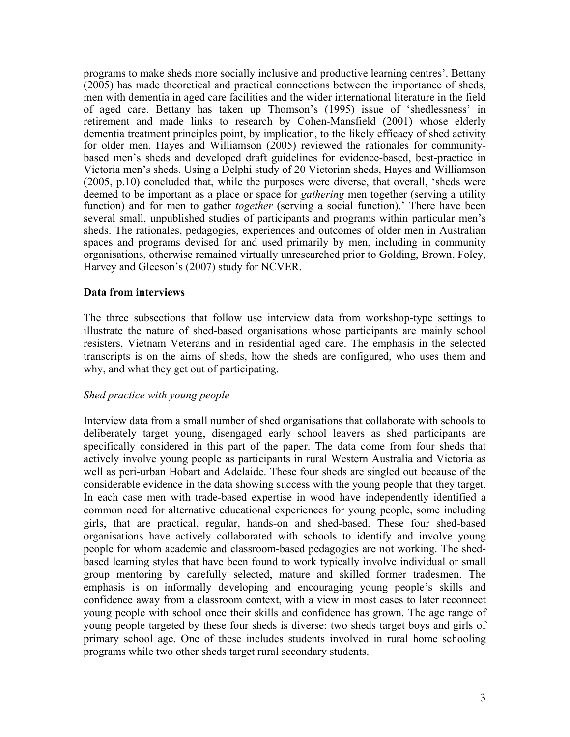programs to make sheds more socially inclusive and productive learning centres'. Bettany (2005) has made theoretical and practical connections between the importance of sheds, men with dementia in aged care facilities and the wider international literature in the field of aged care. Bettany has taken up Thomson's (1995) issue of 'shedlessness' in retirement and made links to research by Cohen-Mansfield (2001) whose elderly dementia treatment principles point, by implication, to the likely efficacy of shed activity for older men. Hayes and Williamson (2005) reviewed the rationales for community-based men's sheds and developed draft guidelines for evidence-based, best-practice in Victoria men's sheds. Using a Delphi study of 20 Victorian sheds, Hayes and Williamson (2005, p.10) concluded that, while the purposes were diverse, that overall, 'sheds were deemed to be important as a place or space for *gathering* men together (serving a utility function) and for men to gather *together* (serving a social function).' There have been several small, unpublished studies of participants and programs within particular men's sheds. The rationales, pedagogies, experiences and outcomes of older men in Australian spaces and programs devised for and used primarily by men, including in community organisations, otherwise remained virtually unresearched prior to Golding, Brown, Foley, Harvey and Gleeson's (2007) study for NCVER.

## Data from interviews

The three subsections that follow use interview data from workshop-type settings to illustrate the nature of shed-based organisations whose participants are mainly school resisters, Vietnam Veterans and in residential aged care. The emphasis in the selected transcripts is on the aims of sheds, how the sheds are configured, who uses them and why, and what they get out of participating.

### *Shed practice with young people*

Interview data from a small number of shed organisations that collaborate with schools to deliberately target young, disengaged early school leavers as shed participants are specifically considered in this part of the paper. The data come from four sheds that actively involve young people as participants in rural Western Australia and Victoria as well as peri-urban Hobart and Adelaide. These four sheds are singled out because of the considerable evidence in the data showing success with the young people that they target. In each case men with trade-based expertise in wood have independently identified a common need for alternative educational experiences for young people, some including girls, that are practical, regular, hands-on and shed-based. These four shed-based organisations have actively collaborated with schools to identify and involve young people for whom academic and classroom-based pedagogies are not working. The shed-based learning styles that have been found to work typically involve individual or small group mentoring by carefully selected, mature and skilled former tradesmen. The emphasis is on informally developing and encouraging young people's skills and confidence away from a classroom context, with a view in most cases to later reconnect young people with school once their skills and confidence has grown. The age range of young people targeted by these four sheds is diverse: two sheds target boys and girls of primary school age. One of these includes students involved in rural home schooling programs while two other sheds target rural secondary students.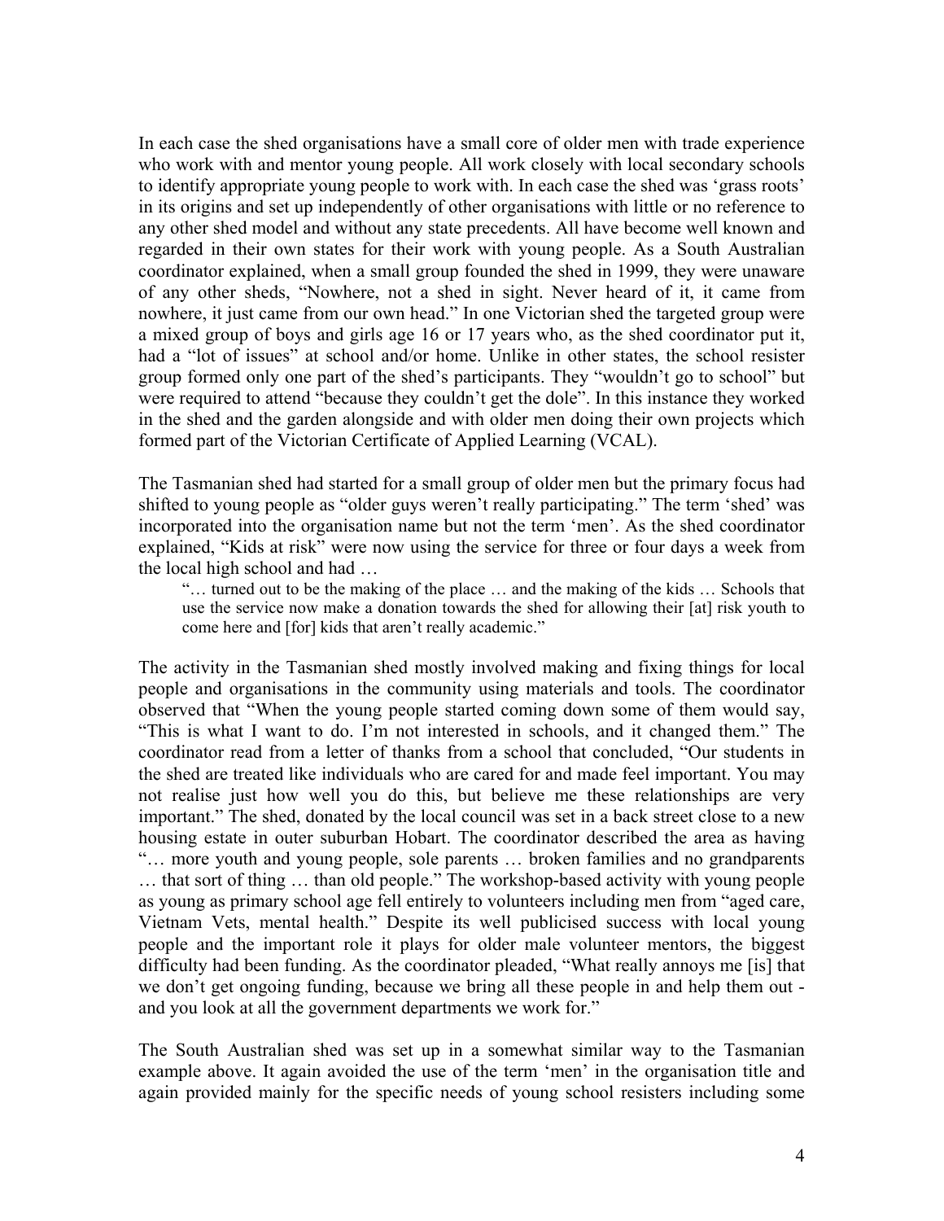In each case the shed organisations have a small core of older men with trade experience who work with and mentor young people. All work closely with local secondary schools to identify appropriate young people to work with. In each case the shed was 'grass roots' in its origins and set up independently of other organisations with little or no reference to any other shed model and without any state precedents. All have become well known and regarded in their own states for their work with young people. As a South Australian coordinator explained, when a small group founded the shed in 1999, they were unaware of any other sheds, "Nowhere, not a shed in sight. Never heard of it, it came from nowhere, it just came from our own head." In one Victorian shed the targeted group were a mixed group of boys and girls age 16 or 17 years who, as the shed coordinator put it, had a "lot of issues" at school and/or home. Unlike in other states, the school resister group formed only one part of the shed's participants. They "wouldn't go to school" but were required to attend "because they couldn't get the dole". In this instance they worked in the shed and the garden alongside and with older men doing their own projects which formed part of the Victorian Certificate of Applied Learning (VCAL).

The Tasmanian shed had started for a small group of older men but the primary focus had shifted to young people as "older guys weren't really participating." The term 'shed' was incorporated into the organisation name but not the term 'men'. As the shed coordinator explained, "Kids at risk" were now using the service for three or four days a week from the local high school and had …

> "… turned out to be the making of the place … and the making of the kids … Schools that use the service now make a donation towards the shed for allowing their [at] risk youth to come here and [for] kids that aren't really academic."

The activity in the Tasmanian shed mostly involved making and fixing things for local people and organisations in the community using materials and tools. The coordinator observed that "When the young people started coming down some of them would say, "This is what I want to do. I'm not interested in schools, and it changed them." The coordinator read from a letter of thanks from a school that concluded, "Our students in the shed are treated like individuals who are cared for and made feel important. You may not realise just how well you do this, but believe me these relationships are very important." The shed, donated by the local council was set in a back street close to a new housing estate in outer suburban Hobart. The coordinator described the area as having "… more youth and young people, sole parents … broken families and no grandparents … that sort of thing … than old people." The workshop-based activity with young people as young as primary school age fell entirely to volunteers including men from "aged care, Vietnam Vets, mental health." Despite its well publicised success with local young people and the important role it plays for older male volunteer mentors, the biggest difficulty had been funding. As the coordinator pleaded, "What really annoys me [is] that we don't get ongoing funding, because we bring all these people in and help them out - and you look at all the government departments we work for."

The South Australian shed was set up in a somewhat similar way to the Tasmanian example above. It again avoided the use of the term 'men' in the organisation title and again provided mainly for the specific needs of young school resisters including some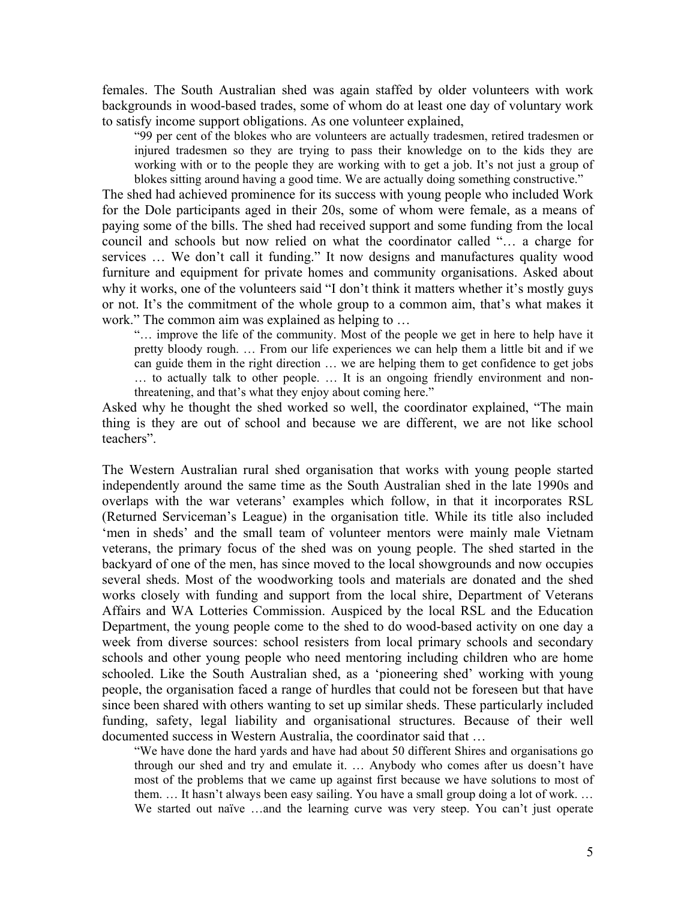females. The South Australian shed was again staffed by older volunteers with work backgrounds in wood-based trades, some of whom do at least one day of voluntary work to satisfy income support obligations. As one volunteer explained,

> "99 per cent of the blokes who are volunteers are actually tradesmen, retired tradesmen or injured tradesmen so they are trying to pass their knowledge on to the kids they are working with or to the people they are working with to get a job. It's not just a group of blokes sitting around having a good time. We are actually doing something constructive."

The shed had achieved prominence for its success with young people who included Work for the Dole participants aged in their 20s, some of whom were female, as a means of paying some of the bills. The shed had received support and some funding from the local council and schools but now relied on what the coordinator called "… a charge for services … We don't call it funding." It now designs and manufactures quality wood furniture and equipment for private homes and community organisations. Asked about why it works, one of the volunteers said "I don't think it matters whether it's mostly guys or not. It's the commitment of the whole group to a common aim, that's what makes it work." The common aim was explained as helping to …

> "… improve the life of the community. Most of the people we get in here to help have it pretty bloody rough. … From our life experiences we can help them a little bit and if we can guide them in the right direction … we are helping them to get confidence to get jobs … to actually talk to other people. … It is an ongoing friendly environment and non-threatening, and that's what they enjoy about coming here."

Asked why he thought the shed worked so well, the coordinator explained, "The main thing is they are out of school and because we are different, we are not like school teachers".

The Western Australian rural shed organisation that works with young people started independently around the same time as the South Australian shed in the late 1990s and overlaps with the war veterans' examples which follow, in that it incorporates RSL (Returned Serviceman's League) in the organisation title. While its title also included 'men in sheds' and the small team of volunteer mentors were mainly male Vietnam veterans, the primary focus of the shed was on young people. The shed started in the backyard of one of the men, has since moved to the local showgrounds and now occupies several sheds. Most of the woodworking tools and materials are donated and the shed works closely with funding and support from the local shire, Department of Veterans Affairs and WA Lotteries Commission. Auspiced by the local RSL and the Education Department, the young people come to the shed to do wood-based activity on one day a week from diverse sources: school resisters from local primary schools and secondary schools and other young people who need mentoring including children who are home schooled. Like the South Australian shed, as a 'pioneering shed' working with young people, the organisation faced a range of hurdles that could not be foreseen but that have since been shared with others wanting to set up similar sheds. These particularly included funding, safety, legal liability and organisational structures. Because of their well documented success in Western Australia, the coordinator said that …

> "We have done the hard yards and have had about 50 different Shires and organisations go through our shed and try and emulate it. … Anybody who comes after us doesn't have most of the problems that we came up against first because we have solutions to most of them. … It hasn't always been easy sailing. You have a small group doing a lot of work. … We started out naïve …and the learning curve was very steep. You can't just operate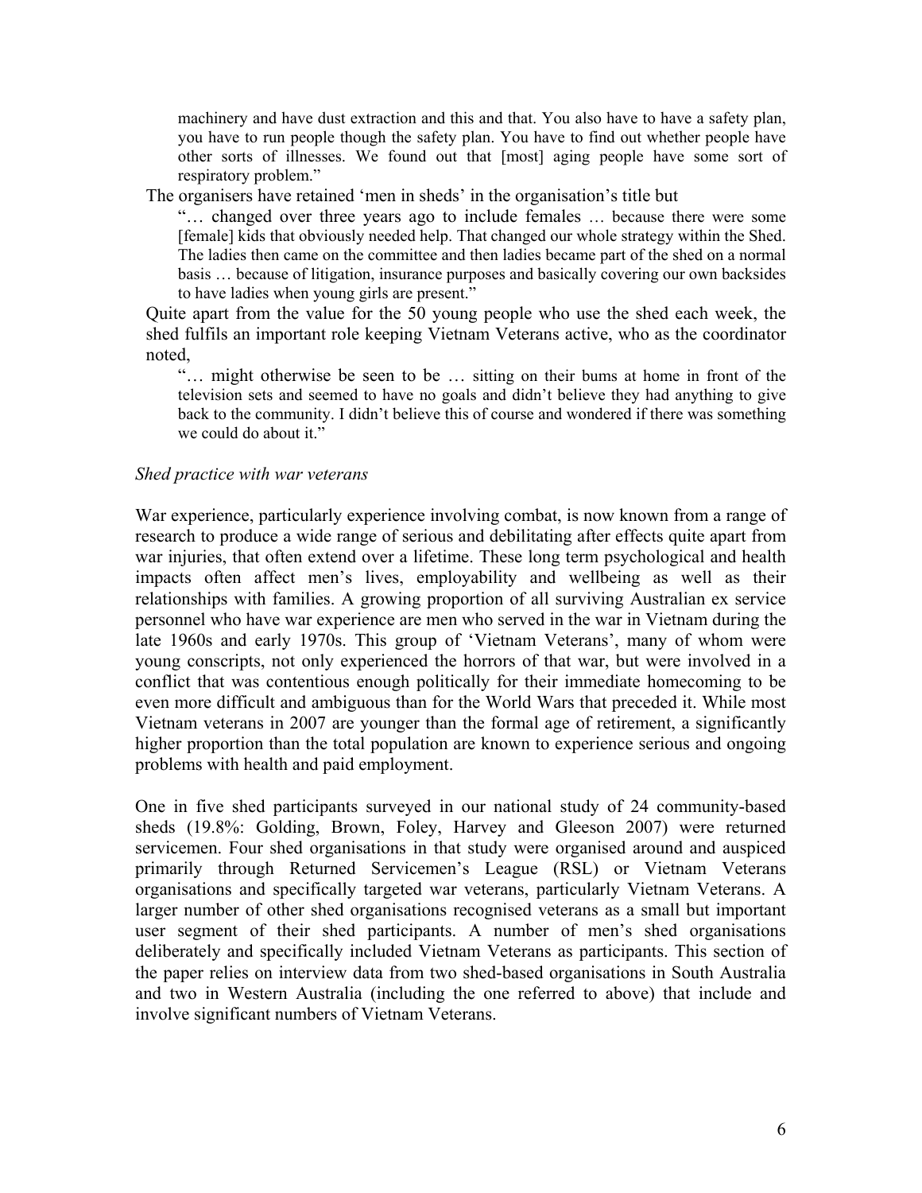> machinery and have dust extraction and this and that. You also have to have a safety plan, you have to run people though the safety plan. You have to find out whether people have other sorts of illnesses. We found out that [most] aging people have some sort of respiratory problem."

The organisers have retained 'men in sheds' in the organisation's title but

> "… changed over three years ago to include females … because there were some [female] kids that obviously needed help. That changed our whole strategy within the Shed. The ladies then came on the committee and then ladies became part of the shed on a normal basis … because of litigation, insurance purposes and basically covering our own backsides to have ladies when young girls are present."

Quite apart from the value for the 50 young people who use the shed each week, the shed fulfils an important role keeping Vietnam Veterans active, who as the coordinator noted,

> "… might otherwise be seen to be … sitting on their bums at home in front of the television sets and seemed to have no goals and didn't believe they had anything to give back to the community. I didn't believe this of course and wondered if there was something we could do about it."

*Shed practice with war veterans*

War experience, particularly experience involving combat, is now known from a range of research to produce a wide range of serious and debilitating after effects quite apart from war injuries, that often extend over a lifetime. These long term psychological and health impacts often affect men's lives, employability and wellbeing as well as their relationships with families. A growing proportion of all surviving Australian ex service personnel who have war experience are men who served in the war in Vietnam during the late 1960s and early 1970s. This group of 'Vietnam Veterans', many of whom were young conscripts, not only experienced the horrors of that war, but were involved in a conflict that was contentious enough politically for their immediate homecoming to be even more difficult and ambiguous than for the World Wars that preceded it. While most Vietnam veterans in 2007 are younger than the formal age of retirement, a significantly higher proportion than the total population are known to experience serious and ongoing problems with health and paid employment.

One in five shed participants surveyed in our national study of 24 community-based sheds (19.8%: Golding, Brown, Foley, Harvey and Gleeson 2007) were returned servicemen. Four shed organisations in that study were organised around and auspiced primarily through Returned Servicemen's League (RSL) or Vietnam Veterans organisations and specifically targeted war veterans, particularly Vietnam Veterans. A larger number of other shed organisations recognised veterans as a small but important user segment of their shed participants. A number of men's shed organisations deliberately and specifically included Vietnam Veterans as participants. This section of the paper relies on interview data from two shed-based organisations in South Australia and two in Western Australia (including the one referred to above) that include and involve significant numbers of Vietnam Veterans.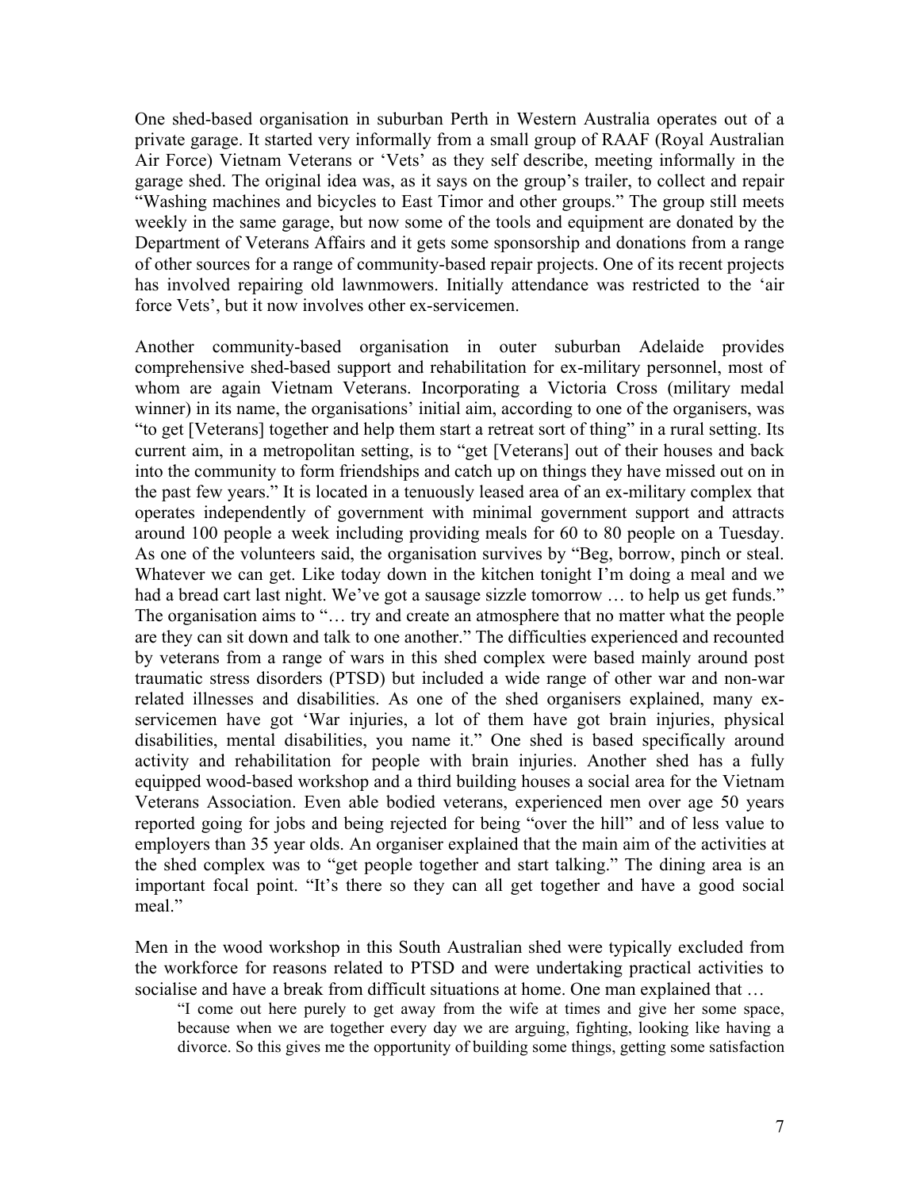One shed-based organisation in suburban Perth in Western Australia operates out of a private garage. It started very informally from a small group of RAAF (Royal Australian Air Force) Vietnam Veterans or 'Vets' as they self describe, meeting informally in the garage shed. The original idea was, as it says on the group's trailer, to collect and repair "Washing machines and bicycles to East Timor and other groups." The group still meets weekly in the same garage, but now some of the tools and equipment are donated by the Department of Veterans Affairs and it gets some sponsorship and donations from a range of other sources for a range of community-based repair projects. One of its recent projects has involved repairing old lawnmowers. Initially attendance was restricted to the 'air force Vets', but it now involves other ex-servicemen.

Another community-based organisation in outer suburban Adelaide provides comprehensive shed-based support and rehabilitation for ex-military personnel, most of whom are again Vietnam Veterans. Incorporating a Victoria Cross (military medal winner) in its name, the organisations' initial aim, according to one of the organisers, was "to get [Veterans] together and help them start a retreat sort of thing" in a rural setting. Its current aim, in a metropolitan setting, is to "get [Veterans] out of their houses and back into the community to form friendships and catch up on things they have missed out on in the past few years." It is located in a tenuously leased area of an ex-military complex that operates independently of government with minimal government support and attracts around 100 people a week including providing meals for 60 to 80 people on a Tuesday. As one of the volunteers said, the organisation survives by "Beg, borrow, pinch or steal. Whatever we can get. Like today down in the kitchen tonight I'm doing a meal and we had a bread cart last night. We've got a sausage sizzle tomorrow … to help us get funds." The organisation aims to "… try and create an atmosphere that no matter what the people are they can sit down and talk to one another." The difficulties experienced and recounted by veterans from a range of wars in this shed complex were based mainly around post traumatic stress disorders (PTSD) but included a wide range of other war and non-war related illnesses and disabilities. As one of the shed organisers explained, many ex-servicemen have got 'War injuries, a lot of them have got brain injuries, physical disabilities, mental disabilities, you name it." One shed is based specifically around activity and rehabilitation for people with brain injuries. Another shed has a fully equipped wood-based workshop and a third building houses a social area for the Vietnam Veterans Association. Even able bodied veterans, experienced men over age 50 years reported going for jobs and being rejected for being "over the hill" and of less value to employers than 35 year olds. An organiser explained that the main aim of the activities at the shed complex was to "get people together and start talking." The dining area is an important focal point. "It's there so they can all get together and have a good social meal."

Men in the wood workshop in this South Australian shed were typically excluded from the workforce for reasons related to PTSD and were undertaking practical activities to socialise and have a break from difficult situations at home. One man explained that …

> "I come out here purely to get away from the wife at times and give her some space, because when we are together every day we are arguing, fighting, looking like having a divorce. So this gives me the opportunity of building some things, getting some satisfaction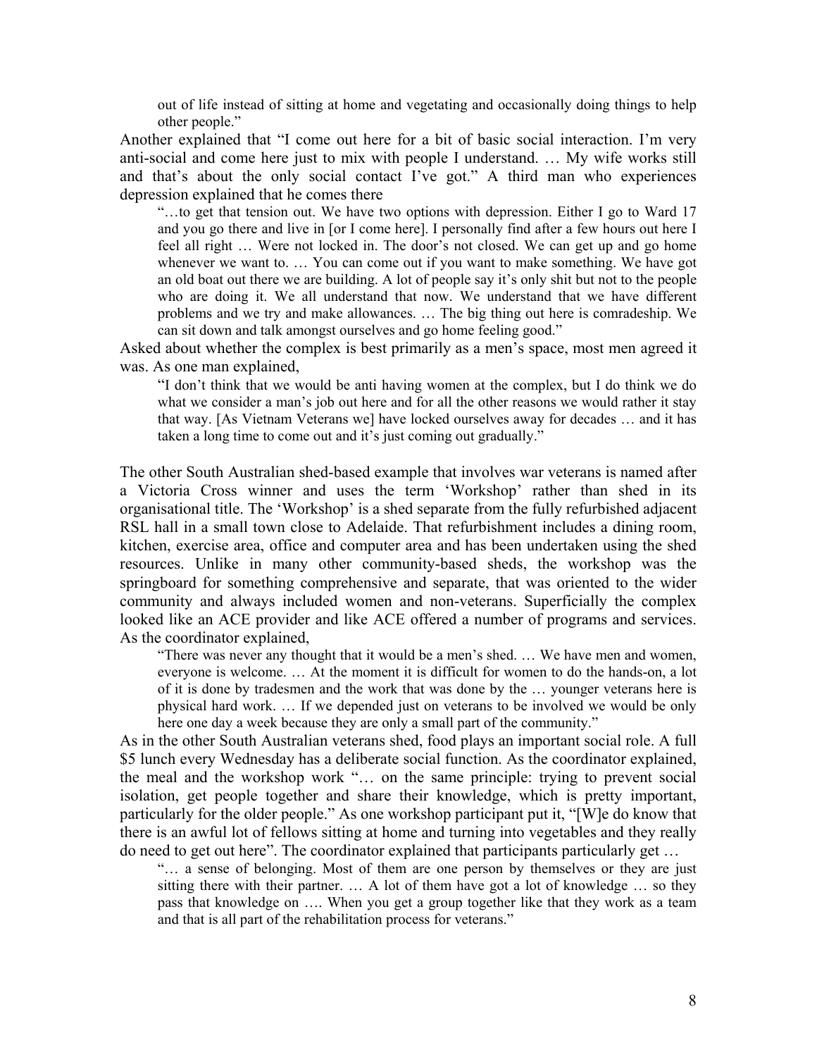> out of life instead of sitting at home and vegetating and occasionally doing things to help other people."

Another explained that "I come out here for a bit of basic social interaction. I'm very anti-social and come here just to mix with people I understand. … My wife works still and that's about the only social contact I've got." A third man who experiences depression explained that he comes there

> "…to get that tension out. We have two options with depression. Either I go to Ward 17 and you go there and live in [or I come here]. I personally find after a few hours out here I feel all right … Were not locked in. The door's not closed. We can get up and go home whenever we want to. … You can come out if you want to make something. We have got an old boat out there we are building. A lot of people say it's only shit but not to the people who are doing it. We all understand that now. We understand that we have different problems and we try and make allowances. … The big thing out here is comradeship. We can sit down and talk amongst ourselves and go home feeling good."

Asked about whether the complex is best primarily as a men's space, most men agreed it was. As one man explained,

> "I don't think that we would be anti having women at the complex, but I do think we do what we consider a man's job out here and for all the other reasons we would rather it stay that way. [As Vietnam Veterans we] have locked ourselves away for decades … and it has taken a long time to come out and it's just coming out gradually."

The other South Australian shed-based example that involves war veterans is named after a Victoria Cross winner and uses the term 'Workshop' rather than shed in its organisational title. The 'Workshop' is a shed separate from the fully refurbished adjacent RSL hall in a small town close to Adelaide. That refurbishment includes a dining room, kitchen, exercise area, office and computer area and has been undertaken using the shed resources. Unlike in many other community-based sheds, the workshop was the springboard for something comprehensive and separate, that was oriented to the wider community and always included women and non-veterans. Superficially the complex looked like an ACE provider and like ACE offered a number of programs and services. As the coordinator explained,

> "There was never any thought that it would be a men's shed. … We have men and women, everyone is welcome. … At the moment it is difficult for women to do the hands-on, a lot of it is done by tradesmen and the work that was done by the … younger veterans here is physical hard work. … If we depended just on veterans to be involved we would be only here one day a week because they are only a small part of the community."

As in the other South Australian veterans shed, food plays an important social role. A full $5 lunch every Wednesday has a deliberate social function. As the coordinator explained, the meal and the workshop work "… on the same principle: trying to prevent social isolation, get people together and share their knowledge, which is pretty important, particularly for the older people." As one workshop participant put it, "[W]e do know that there is an awful lot of fellows sitting at home and turning into vegetables and they really do need to get out here". The coordinator explained that participants particularly get …

> "… a sense of belonging. Most of them are one person by themselves or they are just sitting there with their partner. … A lot of them have got a lot of knowledge … so they pass that knowledge on …. When you get a group together like that they work as a team and that is all part of the rehabilitation process for veterans."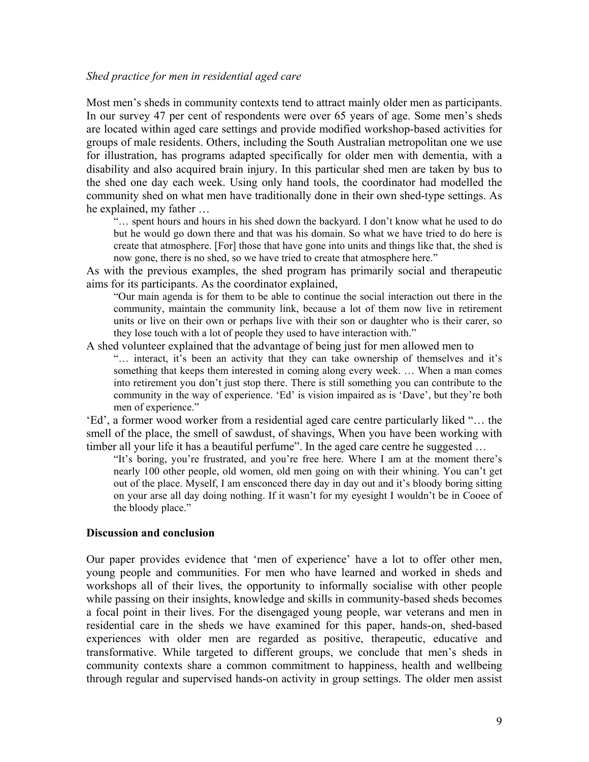*Shed practice for men in residential aged care*

Most men's sheds in community contexts tend to attract mainly older men as participants. In our survey 47 per cent of respondents were over 65 years of age. Some men's sheds are located within aged care settings and provide modified workshop-based activities for groups of male residents. Others, including the South Australian metropolitan one we use for illustration, has programs adapted specifically for older men with dementia, with a disability and also acquired brain injury. In this particular shed men are taken by bus to the shed one day each week. Using only hand tools, the coordinator had modelled the community shed on what men have traditionally done in their own shed-type settings. As he explained, my father …

> "… spent hours and hours in his shed down the backyard. I don't know what he used to do but he would go down there and that was his domain. So what we have tried to do here is create that atmosphere. [For] those that have gone into units and things like that, the shed is now gone, there is no shed, so we have tried to create that atmosphere here."

As with the previous examples, the shed program has primarily social and therapeutic aims for its participants. As the coordinator explained,

> "Our main agenda is for them to be able to continue the social interaction out there in the community, maintain the community link, because a lot of them now live in retirement units or live on their own or perhaps live with their son or daughter who is their carer, so they lose touch with a lot of people they used to have interaction with."

A shed volunteer explained that the advantage of being just for men allowed men to

> "… interact, it's been an activity that they can take ownership of themselves and it's something that keeps them interested in coming along every week. … When a man comes into retirement you don't just stop there. There is still something you can contribute to the community in the way of experience. 'Ed' is vision impaired as is 'Dave', but they're both men of experience."

'Ed', a former wood worker from a residential aged care centre particularly liked "… the smell of the place, the smell of sawdust, of shavings, When you have been working with timber all your life it has a beautiful perfume". In the aged care centre he suggested …

> "It's boring, you're frustrated, and you're free here. Where I am at the moment there's nearly 100 other people, old women, old men going on with their whining. You can't get out of the place. Myself, I am ensconced there day in day out and it's bloody boring sitting on your arse all day doing nothing. If it wasn't for my eyesight I wouldn't be in Cooee of the bloody place."

## Discussion and conclusion

Our paper provides evidence that 'men of experience' have a lot to offer other men, young people and communities. For men who have learned and worked in sheds and workshops all of their lives, the opportunity to informally socialise with other people while passing on their insights, knowledge and skills in community-based sheds becomes a focal point in their lives. For the disengaged young people, war veterans and men in residential care in the sheds we have examined for this paper, hands-on, shed-based experiences with older men are regarded as positive, therapeutic, educative and transformative. While targeted to different groups, we conclude that men's sheds in community contexts share a common commitment to happiness, health and wellbeing through regular and supervised hands-on activity in group settings. The older men assist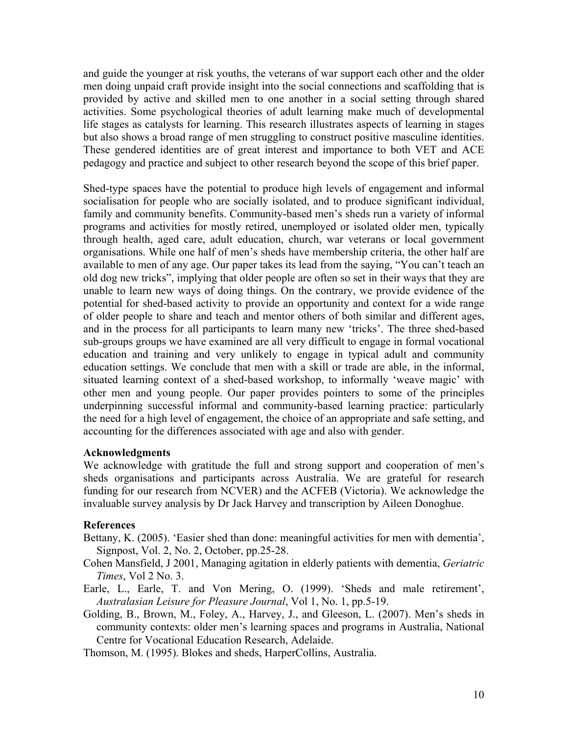and guide the younger at risk youths, the veterans of war support each other and the older men doing unpaid craft provide insight into the social connections and scaffolding that is provided by active and skilled men to one another in a social setting through shared activities. Some psychological theories of adult learning make much of developmental life stages as catalysts for learning. This research illustrates aspects of learning in stages but also shows a broad range of men struggling to construct positive masculine identities. These gendered identities are of great interest and importance to both VET and ACE pedagogy and practice and subject to other research beyond the scope of this brief paper.

Shed-type spaces have the potential to produce high levels of engagement and informal socialisation for people who are socially isolated, and to produce significant individual, family and community benefits. Community-based men's sheds run a variety of informal programs and activities for mostly retired, unemployed or isolated older men, typically through health, aged care, adult education, church, war veterans or local government organisations. While one half of men's sheds have membership criteria, the other half are available to men of any age. Our paper takes its lead from the saying, "You can't teach an old dog new tricks", implying that older people are often so set in their ways that they are unable to learn new ways of doing things. On the contrary, we provide evidence of the potential for shed-based activity to provide an opportunity and context for a wide range of older people to share and teach and mentor others of both similar and different ages, and in the process for all participants to learn many new 'tricks'. The three shed-based sub-groups groups we have examined are all very difficult to engage in formal vocational education and training and very unlikely to engage in typical adult and community education settings. We conclude that men with a skill or trade are able, in the informal, situated learning context of a shed-based workshop, to informally 'weave magic' with other men and young people. Our paper provides pointers to some of the principles underpinning successful informal and community-based learning practice: particularly the need for a high level of engagement, the choice of an appropriate and safe setting, and accounting for the differences associated with age and also with gender.

**Acknowledgments**

We acknowledge with gratitude the full and strong support and cooperation of men's sheds organisations and participants across Australia. We are grateful for research funding for our research from NCVER) and the ACFEB (Victoria). We acknowledge the invaluable survey analysis by Dr Jack Harvey and transcription by Aileen Donoghue.

**References**

Bettany, K. (2005). 'Easier shed than done: meaningful activities for men with dementia', Signpost, Vol. 2, No. 2, October, pp.25-28.

Cohen Mansfield, J 2001, Managing agitation in elderly patients with dementia, *Geriatric Times*, Vol 2 No. 3.

Earle, L., Earle, T. and Von Mering, O. (1999). 'Sheds and male retirement', *Australasian Leisure for Pleasure Journal*, Vol 1, No. 1, pp.5-19.

Golding, B., Brown, M., Foley, A., Harvey, J., and Gleeson, L. (2007). Men's sheds in community contexts: older men's learning spaces and programs in Australia, National Centre for Vocational Education Research, Adelaide.

Thomson, M. (1995). Blokes and sheds, HarperCollins, Australia.